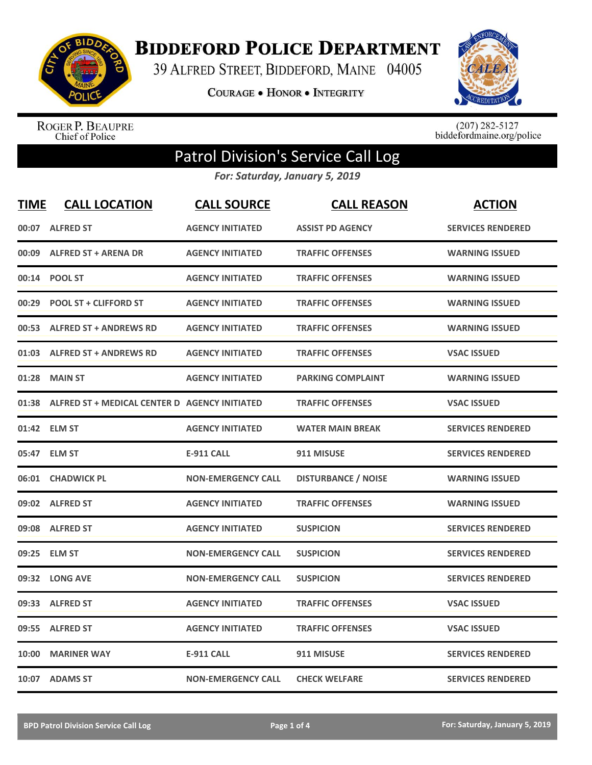# Biddeford Police Department

39 Alfred Street, Biddeford, Maine 04005

Courage • Honor • Integrity

Roger P. Beaupre
Chief of Police

(207) 282-5127
biddefordmaine.org/police

## Patrol Division's Service Call Log

*For: Saturday, January 5, 2019*

| TIME | CALL LOCATION | CALL SOURCE | CALL REASON | ACTION |
|---|---|---|---|---|
| 00:07 | ALFRED ST | AGENCY INITIATED | ASSIST PD AGENCY | SERVICES RENDERED |
| 00:09 | ALFRED ST + ARENA DR | AGENCY INITIATED | TRAFFIC OFFENSES | WARNING ISSUED |
| 00:14 | POOL ST | AGENCY INITIATED | TRAFFIC OFFENSES | WARNING ISSUED |
| 00:29 | POOL ST + CLIFFORD ST | AGENCY INITIATED | TRAFFIC OFFENSES | WARNING ISSUED |
| 00:53 | ALFRED ST + ANDREWS RD | AGENCY INITIATED | TRAFFIC OFFENSES | WARNING ISSUED |
| 01:03 | ALFRED ST + ANDREWS RD | AGENCY INITIATED | TRAFFIC OFFENSES | VSAC ISSUED |
| 01:28 | MAIN ST | AGENCY INITIATED | PARKING COMPLAINT | WARNING ISSUED |
| 01:38 | ALFRED ST + MEDICAL CENTER D | AGENCY INITIATED | TRAFFIC OFFENSES | VSAC ISSUED |
| 01:42 | ELM ST | AGENCY INITIATED | WATER MAIN BREAK | SERVICES RENDERED |
| 05:47 | ELM ST | E-911 CALL | 911 MISUSE | SERVICES RENDERED |
| 06:01 | CHADWICK PL | NON-EMERGENCY CALL | DISTURBANCE / NOISE | WARNING ISSUED |
| 09:02 | ALFRED ST | AGENCY INITIATED | TRAFFIC OFFENSES | WARNING ISSUED |
| 09:08 | ALFRED ST | AGENCY INITIATED | SUSPICION | SERVICES RENDERED |
| 09:25 | ELM ST | NON-EMERGENCY CALL | SUSPICION | SERVICES RENDERED |
| 09:32 | LONG AVE | NON-EMERGENCY CALL | SUSPICION | SERVICES RENDERED |
| 09:33 | ALFRED ST | AGENCY INITIATED | TRAFFIC OFFENSES | VSAC ISSUED |
| 09:55 | ALFRED ST | AGENCY INITIATED | TRAFFIC OFFENSES | VSAC ISSUED |
| 10:00 | MARINER WAY | E-911 CALL | 911 MISUSE | SERVICES RENDERED |
| 10:07 | ADAMS ST | NON-EMERGENCY CALL | CHECK WELFARE | SERVICES RENDERED |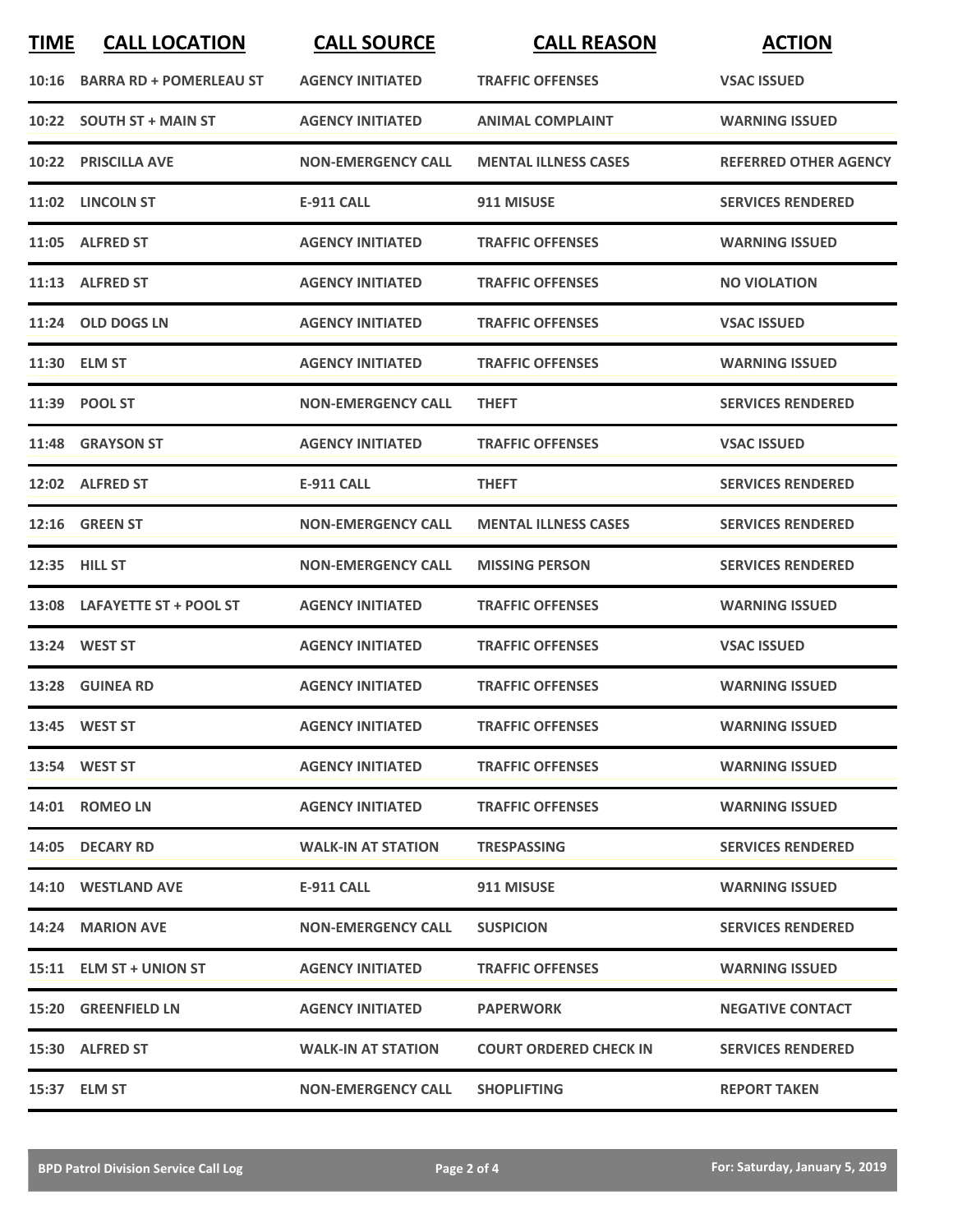| TIME | CALL LOCATION | CALL SOURCE | CALL REASON | ACTION |
|---|---|---|---|---|
| 10:16 | BARRA RD + POMERLEAU ST | AGENCY INITIATED | TRAFFIC OFFENSES | VSAC ISSUED |
| 10:22 | SOUTH ST + MAIN ST | AGENCY INITIATED | ANIMAL COMPLAINT | WARNING ISSUED |
| 10:22 | PRISCILLA AVE | NON-EMERGENCY CALL | MENTAL ILLNESS CASES | REFERRED OTHER AGENCY |
| 11:02 | LINCOLN ST | E-911 CALL | 911 MISUSE | SERVICES RENDERED |
| 11:05 | ALFRED ST | AGENCY INITIATED | TRAFFIC OFFENSES | WARNING ISSUED |
| 11:13 | ALFRED ST | AGENCY INITIATED | TRAFFIC OFFENSES | NO VIOLATION |
| 11:24 | OLD DOGS LN | AGENCY INITIATED | TRAFFIC OFFENSES | VSAC ISSUED |
| 11:30 | ELM ST | AGENCY INITIATED | TRAFFIC OFFENSES | WARNING ISSUED |
| 11:39 | POOL ST | NON-EMERGENCY CALL | THEFT | SERVICES RENDERED |
| 11:48 | GRAYSON ST | AGENCY INITIATED | TRAFFIC OFFENSES | VSAC ISSUED |
| 12:02 | ALFRED ST | E-911 CALL | THEFT | SERVICES RENDERED |
| 12:16 | GREEN ST | NON-EMERGENCY CALL | MENTAL ILLNESS CASES | SERVICES RENDERED |
| 12:35 | HILL ST | NON-EMERGENCY CALL | MISSING PERSON | SERVICES RENDERED |
| 13:08 | LAFAYETTE ST + POOL ST | AGENCY INITIATED | TRAFFIC OFFENSES | WARNING ISSUED |
| 13:24 | WEST ST | AGENCY INITIATED | TRAFFIC OFFENSES | VSAC ISSUED |
| 13:28 | GUINEA RD | AGENCY INITIATED | TRAFFIC OFFENSES | WARNING ISSUED |
| 13:45 | WEST ST | AGENCY INITIATED | TRAFFIC OFFENSES | WARNING ISSUED |
| 13:54 | WEST ST | AGENCY INITIATED | TRAFFIC OFFENSES | WARNING ISSUED |
| 14:01 | ROMEO LN | AGENCY INITIATED | TRAFFIC OFFENSES | WARNING ISSUED |
| 14:05 | DECARY RD | WALK-IN AT STATION | TRESPASSING | SERVICES RENDERED |
| 14:10 | WESTLAND AVE | E-911 CALL | 911 MISUSE | WARNING ISSUED |
| 14:24 | MARION AVE | NON-EMERGENCY CALL | SUSPICION | SERVICES RENDERED |
| 15:11 | ELM ST + UNION ST | AGENCY INITIATED | TRAFFIC OFFENSES | WARNING ISSUED |
| 15:20 | GREENFIELD LN | AGENCY INITIATED | PAPERWORK | NEGATIVE CONTACT |
| 15:30 | ALFRED ST | WALK-IN AT STATION | COURT ORDERED CHECK IN | SERVICES RENDERED |
| 15:37 | ELM ST | NON-EMERGENCY CALL | SHOPLIFTING | REPORT TAKEN |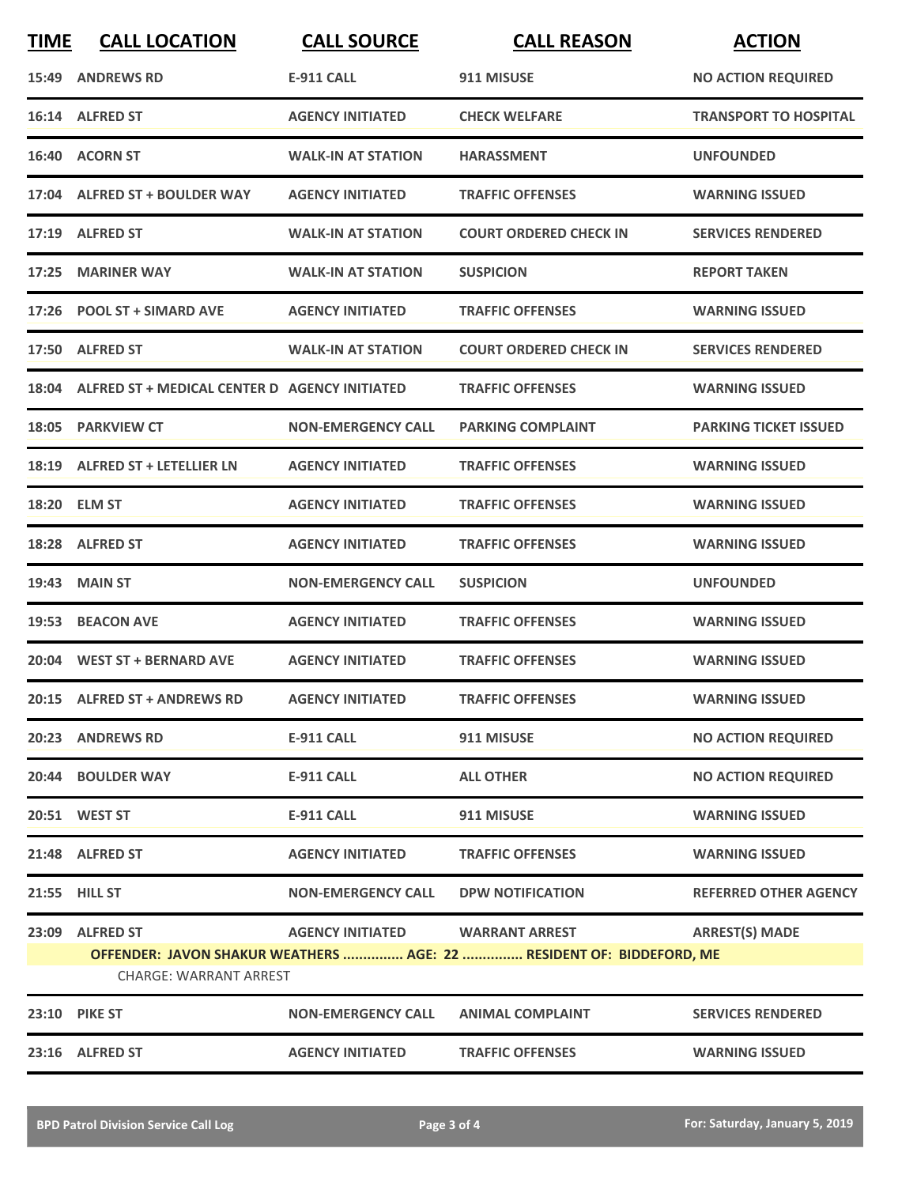| TIME | CALL LOCATION | CALL SOURCE | CALL REASON | ACTION |
|---|---|---|---|---|
| 15:49 | ANDREWS RD | E-911 CALL | 911 MISUSE | NO ACTION REQUIRED |
| 16:14 | ALFRED ST | AGENCY INITIATED | CHECK WELFARE | TRANSPORT TO HOSPITAL |
| 16:40 | ACORN ST | WALK-IN AT STATION | HARASSMENT | UNFOUNDED |
| 17:04 | ALFRED ST + BOULDER WAY | AGENCY INITIATED | TRAFFIC OFFENSES | WARNING ISSUED |
| 17:19 | ALFRED ST | WALK-IN AT STATION | COURT ORDERED CHECK IN | SERVICES RENDERED |
| 17:25 | MARINER WAY | WALK-IN AT STATION | SUSPICION | REPORT TAKEN |
| 17:26 | POOL ST + SIMARD AVE | AGENCY INITIATED | TRAFFIC OFFENSES | WARNING ISSUED |
| 17:50 | ALFRED ST | WALK-IN AT STATION | COURT ORDERED CHECK IN | SERVICES RENDERED |
| 18:04 | ALFRED ST + MEDICAL CENTER D | AGENCY INITIATED | TRAFFIC OFFENSES | WARNING ISSUED |
| 18:05 | PARKVIEW CT | NON-EMERGENCY CALL | PARKING COMPLAINT | PARKING TICKET ISSUED |
| 18:19 | ALFRED ST + LETELLIER LN | AGENCY INITIATED | TRAFFIC OFFENSES | WARNING ISSUED |
| 18:20 | ELM ST | AGENCY INITIATED | TRAFFIC OFFENSES | WARNING ISSUED |
| 18:28 | ALFRED ST | AGENCY INITIATED | TRAFFIC OFFENSES | WARNING ISSUED |
| 19:43 | MAIN ST | NON-EMERGENCY CALL | SUSPICION | UNFOUNDED |
| 19:53 | BEACON AVE | AGENCY INITIATED | TRAFFIC OFFENSES | WARNING ISSUED |
| 20:04 | WEST ST + BERNARD AVE | AGENCY INITIATED | TRAFFIC OFFENSES | WARNING ISSUED |
| 20:15 | ALFRED ST + ANDREWS RD | AGENCY INITIATED | TRAFFIC OFFENSES | WARNING ISSUED |
| 20:23 | ANDREWS RD | E-911 CALL | 911 MISUSE | NO ACTION REQUIRED |
| 20:44 | BOULDER WAY | E-911 CALL | ALL OTHER | NO ACTION REQUIRED |
| 20:51 | WEST ST | E-911 CALL | 911 MISUSE | WARNING ISSUED |
| 21:48 | ALFRED ST | AGENCY INITIATED | TRAFFIC OFFENSES | WARNING ISSUED |
| 21:55 | HILL ST | NON-EMERGENCY CALL | DPW NOTIFICATION | REFERRED OTHER AGENCY |
| 23:09 | ALFRED ST | AGENCY INITIATED | WARRANT ARREST | ARREST(S) MADE |
| | OFFENDER: JAVON SHAKUR WEATHERS ............... AGE: 22 ............... RESIDENT OF: BIDDEFORD, ME | | | |
| | CHARGE: WARRANT ARREST | | | |
| 23:10 | PIKE ST | NON-EMERGENCY CALL | ANIMAL COMPLAINT | SERVICES RENDERED |
| 23:16 | ALFRED ST | AGENCY INITIATED | TRAFFIC OFFENSES | WARNING ISSUED |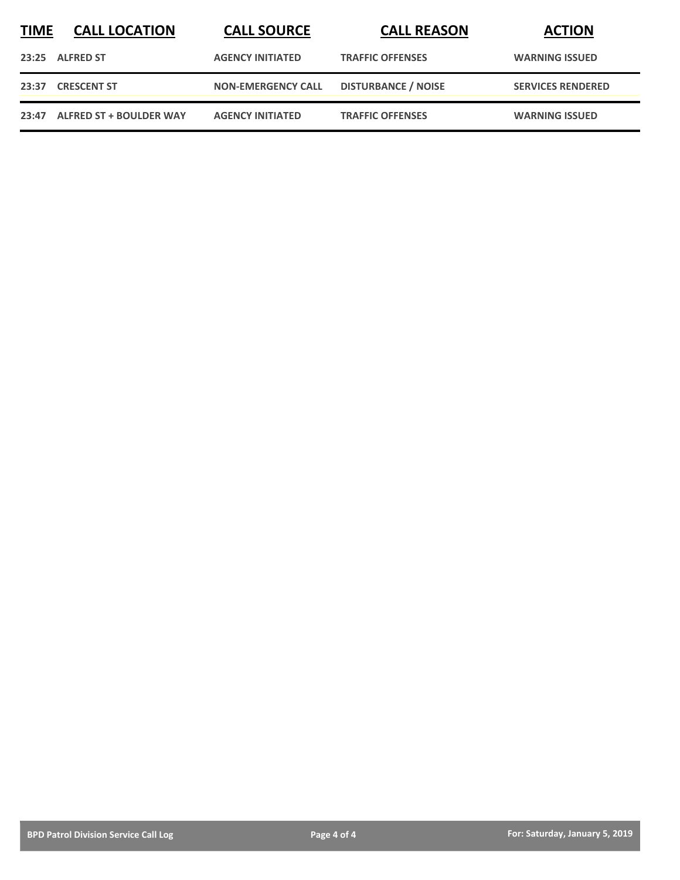| TIME | CALL LOCATION | CALL SOURCE | CALL REASON | ACTION |
| --- | --- | --- | --- | --- |
| 23:25 | ALFRED ST | AGENCY INITIATED | TRAFFIC OFFENSES | WARNING ISSUED |
| 23:37 | CRESCENT ST | NON-EMERGENCY CALL | DISTURBANCE / NOISE | SERVICES RENDERED |
| 23:47 | ALFRED ST + BOULDER WAY | AGENCY INITIATED | TRAFFIC OFFENSES | WARNING ISSUED |